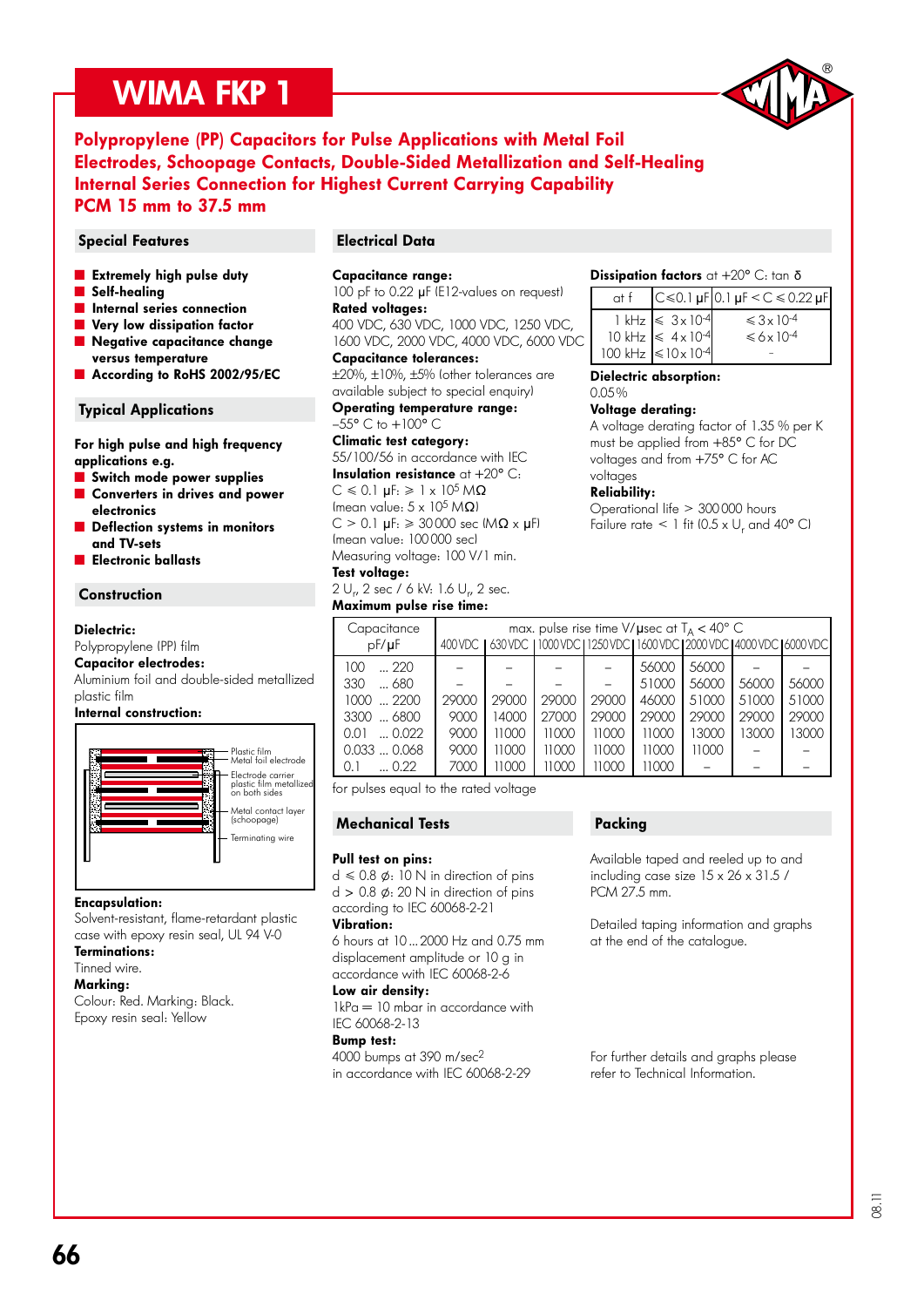# WIMA FKP 1

## Polypropylene (PP) Capacitors for Pulse Applications with Metal Foil Electrodes, Schoopage Contacts, Double-Sided Metallization and Self-Healing Internal Series Connection for Highest Current Carrying Capability PCM 15 mm to 37.5 mm

### Special Features

- **Extremely high pulse duty**
- **Self-healing**
- **Internal series connection**
- **Very low dissipation factor**
- **Negative capacitance change versus temperature**
- **According to RoHS 2002/95/EC**

### Typical Applications

**For high pulse and high frequency applications e.g.**

- **Switch mode power supplies**
- **Converters in drives and power electronics**
- **Deflection systems in monitors and TV-sets**
- **Electronic ballasts**

### Construction

**Dielectric:**
Polypropylene (PP) film

**Capacitor electrodes:**
Aluminium foil and double-sided metallized plastic film

**Internal construction:**

Plastic film
Metal foil electrode
Electrode carrier plastic film metallized on both sides
Metal contact layer (schoopage)
Terminating wire

**Encapsulation:**
Solvent-resistant, flame-retardant plastic case with epoxy resin seal, UL 94 V-0

**Terminations:**
Tinned wire.

**Marking:**
Colour: Red. Marking: Black.
Epoxy resin seal: Yellow

### Electrical Data

**Capacitance range:**
100 pF to 0.22 µF (E12-values on request)

**Rated voltages:**
400 VDC, 630 VDC, 1000 VDC, 1250 VDC, 1600 VDC, 2000 VDC, 4000 VDC, 6000 VDC

**Capacitance tolerances:**
±20%, ±10%, ±5% (other tolerances are available subject to special enquiry)

**Operating temperature range:**
–55° C to +100° C

**Climatic test category:**
55/100/56 in accordance with IEC

**Insulation resistance** at +20° C:
C ≤ 0.1 µF: ≥ 1 x $10^5$ MΩ
(mean value: 5 x $10^5$ MΩ)
C > 0.1 µF: ≥ 30 000 sec (MΩ x µF)
(mean value: 100 000 sec)
Measuring voltage: 100 V/1 min.

**Test voltage:**
2 $U_r$, 2 sec / 6 kV: 1.6 $U_r$, 2 sec.

**Dissipation factors** at +20° C: tan δ

| at f | C ≤ 0.1 µF | 0.1 µF < C ≤ 0.22 µF |
|---|---|---|
| 1 kHz | ≤ 3 x $10^{-4}$ | ≤ 3 x $10^{-4}$ |
| 10 kHz | ≤ 4 x $10^{-4}$ | ≤ 6 x $10^{-4}$ |
| 100 kHz | ≤ 10 x $10^{-4}$ | – |

**Dielectric absorption:**
0.05%

**Voltage derating:**
A voltage derating factor of 1.35 % per K must be applied from +85° C for DC voltages and from +75° C for AC voltages

**Reliability:**
Operational life > 300 000 hours
Failure rate < 1 fit (0.5 x $U_r$ and 40° C)

**Maximum pulse rise time:**

| Capacitance pF/µF | max. pulse rise time V/µsec at $T_A$ < 40° C | | | | | | | |
|---|---|---|---|---|---|---|---|---|
| | 400 VDC | 630 VDC | 1000 VDC | 1250 VDC | 1600 VDC | 2000 VDC | 4000 VDC | 6000 VDC |
| 100 ... 220 | – | – | – | – | 56000 | 56000 | – | – |
| 330 ... 680 | – | – | – | – | 51000 | 56000 | 56000 | 56000 |
| 1000 ... 2200 | 29000 | 29000 | 29000 | 29000 | 46000 | 51000 | 51000 | 51000 |
| 3300 ... 6800 | 9000 | 14000 | 27000 | 29000 | 29000 | 29000 | 29000 | 29000 |
| 0.01 ... 0.022 | 9000 | 11000 | 11000 | 11000 | 11000 | 13000 | 13000 | 13000 |
| 0.033 ... 0.068 | 9000 | 11000 | 11000 | 11000 | 11000 | 11000 | – | – |
| 0.1 ... 0.22 | 7000 | 11000 | 11000 | 11000 | 11000 | – | – | – |

for pulses equal to the rated voltage

### Mechanical Tests

**Pull test on pins:**
d ≤ 0.8 ∅: 10 N in direction of pins
d > 0.8 ∅: 20 N in direction of pins
according to IEC 60068-2-21

**Vibration:**
6 hours at 10 ... 2000 Hz and 0.75 mm displacement amplitude or 10 g in accordance with IEC 60068-2-6

**Low air density:**
1kPa = 10 mbar in accordance with IEC 60068-2-13

**Bump test:**
4000 bumps at 390 m/sec$^2$
in accordance with IEC 60068-2-29

### Packing

Available taped and reeled up to and including case size 15 x 26 x 31.5 / PCM 27.5 mm.

Detailed taping information and graphs at the end of the catalogue.

For further details and graphs please refer to Technical Information.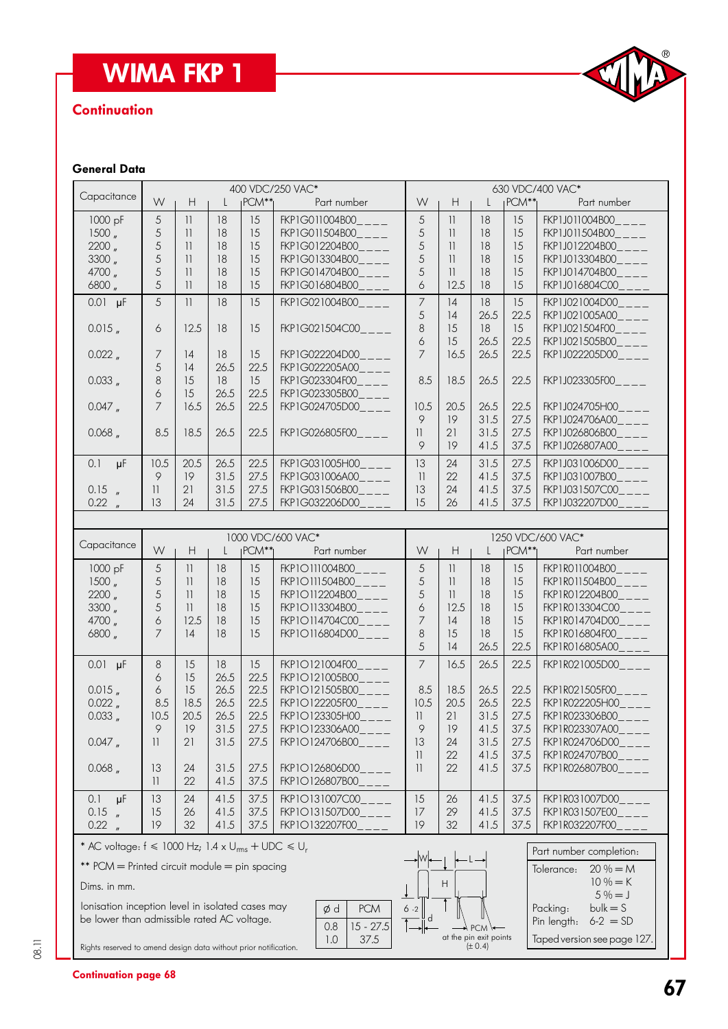# WIMA FKP 1

## Continuation

### General Data

| Capacitance | 400 VDC/250 VAC* W | H | L | PCM** | Part number | 630 VDC/400 VAC* W | H | L | PCM** | Part number |
|---|---|---|---|---|---|---|---|---|---|---|
| 1000 pF | 5 | 11 | 18 | 15 | FKP1G011004B00_ _ _ _ | 5 | 11 | 18 | 15 | FKP1J011004B00_ _ _ _ |
| 1500 „ | 5 | 11 | 18 | 15 | FKP1G011504B00_ _ _ _ | 5 | 11 | 18 | 15 | FKP1J011504B00_ _ _ _ |
| 2200 „ | 5 | 11 | 18 | 15 | FKP1G012204B00_ _ _ _ | 5 | 11 | 18 | 15 | FKP1J012204B00_ _ _ _ |
| 3300 „ | 5 | 11 | 18 | 15 | FKP1G013304B00_ _ _ _ | 5 | 11 | 18 | 15 | FKP1J013304B00_ _ _ _ |
| 4700 „ | 5 | 11 | 18 | 15 | FKP1G014704B00_ _ _ _ | 5 | 11 | 18 | 15 | FKP1J014704B00_ _ _ _ |
| 6800 „ | 5 | 11 | 18 | 15 | FKP1G016804B00_ _ _ _ | 6 | 12.5 | 18 | 15 | FKP1J016804C00_ _ _ _ |
| 0.01 µF | 5 | 11 | 18 | 15 | FKP1G021004B00_ _ _ _ | 7 | 14 | 18 | 15 | FKP1J021004D00_ _ _ _ |
| | | | | | | 5 | 14 | 26.5 | 22.5 | FKP1J021005A00_ _ _ _ |
| 0.015 „ | 6 | 12.5 | 18 | 15 | FKP1G021504C00_ _ _ _ | 8 | 15 | 18 | 15 | FKP1J021504F00_ _ _ _ |
| | | | | | | 6 | 15 | 26.5 | 22.5 | FKP1J021505B00_ _ _ _ |
| 0.022 „ | 7 | 14 | 18 | 15 | FKP1G022204D00_ _ _ _ | 7 | 16.5 | 26.5 | 22.5 | FKP1J022205D00_ _ _ _ |
| | 5 | 14 | 26.5 | 22.5 | FKP1G022205A00_ _ _ _ | | | | | |
| 0.033 „ | 8 | 15 | 18 | 15 | FKP1G023304F00_ _ _ _ | 8.5 | 18.5 | 26.5 | 22.5 | FKP1J023305F00_ _ _ _ |
| | 6 | 15 | 26.5 | 22.5 | FKP1G023305B00_ _ _ _ | | | | | |
| 0.047 „ | 7 | 16.5 | 26.5 | 22.5 | FKP1G024705D00_ _ _ _ | 10.5 | 20.5 | 26.5 | 22.5 | FKP1J024705H00_ _ _ _ |
| | | | | | | 9 | 19 | 31.5 | 27.5 | FKP1J024706A00_ _ _ _ |
| 0.068 „ | 8.5 | 18.5 | 26.5 | 22.5 | FKP1G026805F00_ _ _ _ | 11 | 21 | 31.5 | 27.5 | FKP1J026806B00_ _ _ _ |
| | | | | | | 9 | 19 | 41.5 | 37.5 | FKP1J026807A00_ _ _ _ |
| 0.1 µF | 10.5 | 20.5 | 26.5 | 22.5 | FKP1G031005H00_ _ _ _ | 13 | 24 | 31.5 | 27.5 | FKP1J031006D00_ _ _ _ |
| | 9 | 19 | 31.5 | 27.5 | FKP1G031006A00_ _ _ _ | 11 | 22 | 41.5 | 37.5 | FKP1J031007B00_ _ _ _ |
| 0.15 „ | 11 | 21 | 31.5 | 27.5 | FKP1G031506B00_ _ _ _ | 13 | 24 | 41.5 | 37.5 | FKP1J031507C00_ _ _ _ |
| 0.22 „ | 13 | 24 | 31.5 | 27.5 | FKP1G032206D00_ _ _ _ | 15 | 26 | 41.5 | 37.5 | FKP1J032207D00_ _ _ _ |

| Capacitance | 1000 VDC/600 VAC* W | H | L | PCM** | Part number | 1250 VDC/600 VAC* W | H | L | PCM** | Part number |
|---|---|---|---|---|---|---|---|---|---|---|
| 1000 pF | 5 | 11 | 18 | 15 | FKP1O111004B00_ _ _ _ | 5 | 11 | 18 | 15 | FKP1R011004B00_ _ _ _ |
| 1500 „ | 5 | 11 | 18 | 15 | FKP1O111504B00_ _ _ _ | 5 | 11 | 18 | 15 | FKP1R011504B00_ _ _ _ |
| 2200 „ | 5 | 11 | 18 | 15 | FKP1O112204B00_ _ _ _ | 5 | 11 | 18 | 15 | FKP1R012204B00_ _ _ _ |
| 3300 „ | 5 | 11 | 18 | 15 | FKP1O113304B00_ _ _ _ | 6 | 12.5 | 18 | 15 | FKP1R013304C00_ _ _ _ |
| 4700 „ | 6 | 12.5 | 18 | 15 | FKP1O114704C00_ _ _ _ | 7 | 14 | 18 | 15 | FKP1R014704D00_ _ _ _ |
| 6800 „ | 7 | 14 | 18 | 15 | FKP1O116804D00_ _ _ _ | 8 | 15 | 18 | 15 | FKP1R016804F00_ _ _ _ |
| | | | | | | 5 | 14 | 26.5 | 22.5 | FKP1R016805A00_ _ _ _ |
| 0.01 µF | 8 | 15 | 18 | 15 | FKP1O121004F00_ _ _ _ | 7 | 16.5 | 26.5 | 22.5 | FKP1R021005D00_ _ _ _ |
| | 6 | 15 | 26.5 | 22.5 | FKP1O121005B00_ _ _ _ | | | | | |
| 0.015 „ | 6 | 15 | 26.5 | 22.5 | FKP1O121505B00_ _ _ _ | 8.5 | 18.5 | 26.5 | 22.5 | FKP1R021505F00_ _ _ _ |
| 0.022 „ | 8.5 | 18.5 | 26.5 | 22.5 | FKP1O122205F00_ _ _ _ | 10.5 | 20.5 | 26.5 | 22.5 | FKP1R022205H00_ _ _ _ |
| 0.033 „ | 10.5 | 20.5 | 26.5 | 22.5 | FKP1O123305H00_ _ _ _ | 11 | 21 | 31.5 | 27.5 | FKP1R023306B00_ _ _ _ |
| | 9 | 19 | 31.5 | 27.5 | FKP1O123306A00_ _ _ _ | 9 | 19 | 41.5 | 37.5 | FKP1R023307A00_ _ _ _ |
| 0.047 „ | 11 | 21 | 31.5 | 27.5 | FKP1O124706B00_ _ _ _ | 13 | 24 | 31.5 | 27.5 | FKP1R024706D00_ _ _ _ |
| | | | | | | 11 | 22 | 41.5 | 37.5 | FKP1R024707B00_ _ _ _ |
| 0.068 „ | 13 | 24 | 31.5 | 27.5 | FKP1O126806D00_ _ _ _ | 11 | 22 | 41.5 | 37.5 | FKP1R026807B00_ _ _ _ |
| | 11 | 22 | 41.5 | 37.5 | FKP1O126807B00_ _ _ _ | | | | | |
| 0.1 µF | 13 | 24 | 41.5 | 37.5 | FKP1O131007C00_ _ _ _ | 15 | 26 | 41.5 | 37.5 | FKP1R031007D00_ _ _ _ |
| 0.15 „ | 15 | 26 | 41.5 | 37.5 | FKP1O131507D00_ _ _ _ | 17 | 29 | 41.5 | 37.5 | FKP1R031507E00_ _ _ _ |
| 0.22 „ | 19 | 32 | 41.5 | 37.5 | FKP1O132207F00_ _ _ _ | 19 | 32 | 41.5 | 37.5 | FKP1R032207F00_ _ _ _ |

\* AC voltage: f ≤ 1000 Hz; 1.4 x $U_{rms}$ + UDC ≤ $U_r$

\*\* PCM = Printed circuit module = pin spacing

Dims. in mm.

Ionisation inception level in isolated cases may be lower than admissible rated AC voltage.

| ø d | PCM |
|---|---|
| 0.8 | 15 - 27.5 |
| 1.0 | 37.5 |

W, H, L, 6 -2, d, PCM at the pin exit points (± 0.4)

Rights reserved to amend design data without prior notification.

**Part number completion:**

Tolerance: 20 % = M, 10 % = K, 5 % = J

Packing: bulk = S

Pin length: 6-2 = SD

Taped version see page 127.

**Continuation page 68**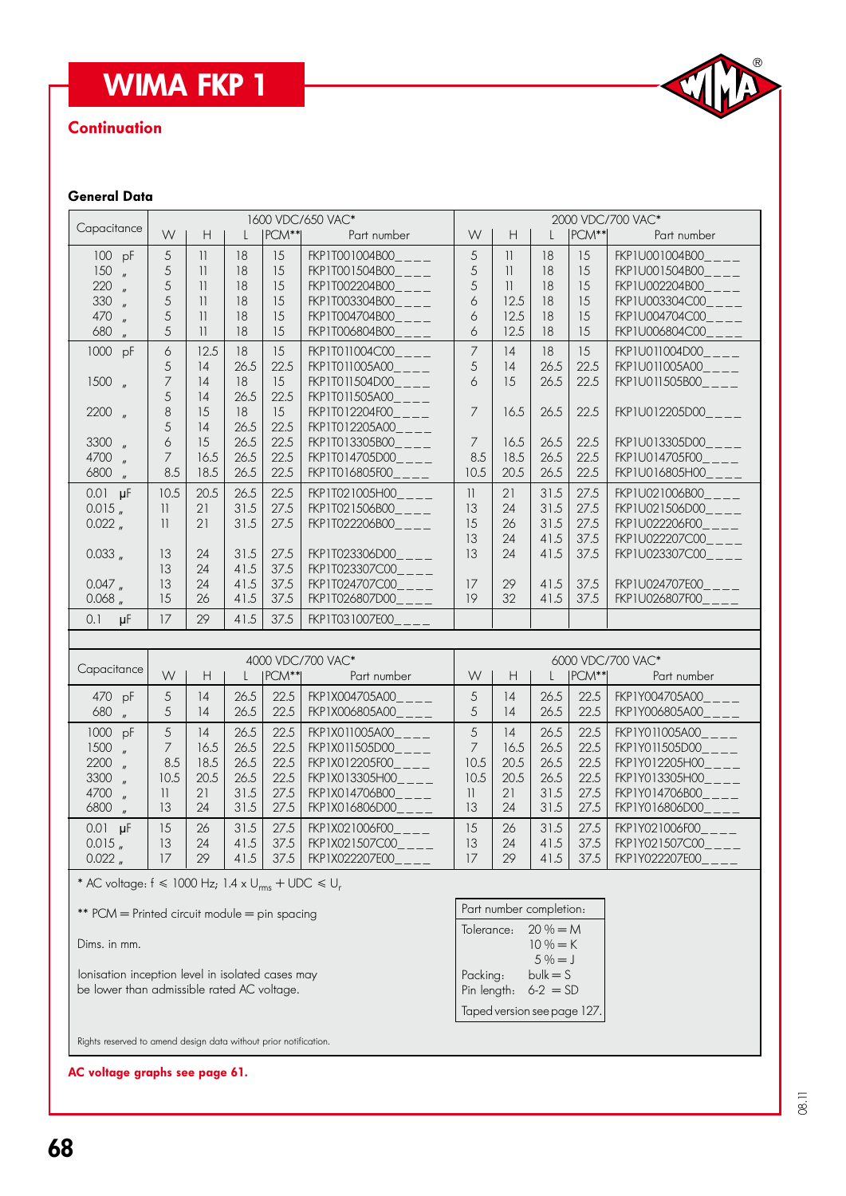# WIMA FKP 1

## Continuation

### General Data

| Capacitance | 1600 VDC/650 VAC* | | | | | 2000 VDC/700 VAC* | | | | |
|---|---|---|---|---|---|---|---|---|---|---|
| | W | H | L | PCM** | Part number | W | H | L | PCM** | Part number |
| 100 pF | 5 | 11 | 18 | 15 | FKP1T001004B00_ _ _ _ | 5 | 11 | 18 | 15 | FKP1U001004B00_ _ _ _ |
| 150 " | 5 | 11 | 18 | 15 | FKP1T001504B00_ _ _ _ | 5 | 11 | 18 | 15 | FKP1U001504B00_ _ _ _ |
| 220 " | 5 | 11 | 18 | 15 | FKP1T002204B00_ _ _ _ | 5 | 11 | 18 | 15 | FKP1U002204B00_ _ _ _ |
| 330 " | 5 | 11 | 18 | 15 | FKP1T003304B00_ _ _ _ | 6 | 12.5 | 18 | 15 | FKP1U003304C00_ _ _ _ |
| 470 " | 5 | 11 | 18 | 15 | FKP1T004704B00_ _ _ _ | 6 | 12.5 | 18 | 15 | FKP1U004704C00_ _ _ _ |
| 680 " | 5 | 11 | 18 | 15 | FKP1T006804B00_ _ _ _ | 6 | 12.5 | 18 | 15 | FKP1U006804C00_ _ _ _ |
| 1000 pF | 6 | 12.5 | 18 | 15 | FKP1T011004C00_ _ _ _ | 7 | 14 | 18 | 15 | FKP1U011004D00_ _ _ _ |
| | 5 | 14 | 26.5 | 22.5 | FKP1T011005A00_ _ _ _ | 5 | 14 | 26.5 | 22.5 | FKP1U011005A00_ _ _ _ |
| 1500 " | 7 | 14 | 18 | 15 | FKP1T011504D00_ _ _ _ | 6 | 15 | 26.5 | 22.5 | FKP1U011505B00_ _ _ _ |
| | 5 | 14 | 26.5 | 22.5 | FKP1T011505A00_ _ _ _ | | | | | |
| 2200 " | 8 | 15 | 18 | 15 | FKP1T012204F00_ _ _ _ | 7 | 16.5 | 26.5 | 22.5 | FKP1U012205D00_ _ _ _ |
| | 5 | 14 | 26.5 | 22.5 | FKP1T012205A00_ _ _ _ | | | | | |
| 3300 " | 6 | 15 | 26.5 | 22.5 | FKP1T013305B00_ _ _ _ | 7 | 16.5 | 26.5 | 22.5 | FKP1U013305D00_ _ _ _ |
| 4700 " | 7 | 16.5 | 26.5 | 22.5 | FKP1T014705D00_ _ _ _ | 8.5 | 18.5 | 26.5 | 22.5 | FKP1U014705F00_ _ _ _ |
| 6800 " | 8.5 | 18.5 | 26.5 | 22.5 | FKP1T016805F00_ _ _ _ | 10.5 | 20.5 | 26.5 | 22.5 | FKP1U016805H00_ _ _ _ |
| 0.01 µF | 10.5 | 20.5 | 26.5 | 22.5 | FKP1T021005H00_ _ _ _ | 11 | 21 | 31.5 | 27.5 | FKP1U021006B00_ _ _ _ |
| 0.015 " | 11 | 21 | 31.5 | 27.5 | FKP1T021506B00_ _ _ _ | 13 | 24 | 31.5 | 27.5 | FKP1U021506D00_ _ _ _ |
| 0.022 " | 11 | 21 | 31.5 | 27.5 | FKP1T022206B00_ _ _ _ | 15 | 26 | 31.5 | 27.5 | FKP1U022206F00_ _ _ _ |
| | | | | | | 13 | 24 | 41.5 | 37.5 | FKP1U022207C00_ _ _ _ |
| 0.033 " | 13 | 24 | 31.5 | 27.5 | FKP1T023306D00_ _ _ _ | 13 | 24 | 41.5 | 37.5 | FKP1U023307C00_ _ _ _ |
| | 13 | 24 | 41.5 | 37.5 | FKP1T023307C00_ _ _ _ | | | | | |
| 0.047 " | 13 | 24 | 41.5 | 37.5 | FKP1T024707C00_ _ _ _ | 17 | 29 | 41.5 | 37.5 | FKP1U024707E00_ _ _ _ |
| 0.068 " | 15 | 26 | 41.5 | 37.5 | FKP1T026807D00_ _ _ _ | 19 | 32 | 41.5 | 37.5 | FKP1U026807F00_ _ _ _ |
| 0.1 µF | 17 | 29 | 41.5 | 37.5 | FKP1T031007E00_ _ _ _ | | | | | |

| Capacitance | 4000 VDC/700 VAC* | | | | | 6000 VDC/700 VAC* | | | | |
|---|---|---|---|---|---|---|---|---|---|---|
| | W | H | L | PCM** | Part number | W | H | L | PCM** | Part number |
| 470 pF | 5 | 14 | 26.5 | 22.5 | FKP1X004705A00_ _ _ _ | 5 | 14 | 26.5 | 22.5 | FKP1Y004705A00_ _ _ _ |
| 680 " | 5 | 14 | 26.5 | 22.5 | FKP1X006805A00_ _ _ _ | 5 | 14 | 26.5 | 22.5 | FKP1Y006805A00_ _ _ _ |
| 1000 pF | 5 | 14 | 26.5 | 22.5 | FKP1X011005A00_ _ _ _ | 5 | 14 | 26.5 | 22.5 | FKP1Y011005A00_ _ _ _ |
| 1500 " | 7 | 16.5 | 26.5 | 22.5 | FKP1X011505D00_ _ _ _ | 7 | 16.5 | 26.5 | 22.5 | FKP1Y011505D00_ _ _ _ |
| 2200 " | 8.5 | 18.5 | 26.5 | 22.5 | FKP1X012205F00_ _ _ _ | 10.5 | 20.5 | 26.5 | 22.5 | FKP1Y012205H00_ _ _ _ |
| 3300 " | 10.5 | 20.5 | 26.5 | 22.5 | FKP1X013305H00_ _ _ _ | 10.5 | 20.5 | 26.5 | 22.5 | FKP1Y013305H00_ _ _ _ |
| 4700 " | 11 | 21 | 31.5 | 27.5 | FKP1X014706B00_ _ _ _ | 11 | 21 | 31.5 | 27.5 | FKP1Y014706B00_ _ _ _ |
| 6800 " | 13 | 24 | 31.5 | 27.5 | FKP1X016806D00_ _ _ _ | 13 | 24 | 31.5 | 27.5 | FKP1Y016806D00_ _ _ _ |
| 0.01 µF | 15 | 26 | 31.5 | 27.5 | FKP1X021006F00_ _ _ _ | 15 | 26 | 31.5 | 27.5 | FKP1Y021006F00_ _ _ _ |
| 0.015 " | 13 | 24 | 41.5 | 37.5 | FKP1X021507C00_ _ _ _ | 13 | 24 | 41.5 | 37.5 | FKP1Y021507C00_ _ _ _ |
| 0.022 " | 17 | 29 | 41.5 | 37.5 | FKP1X022207E00_ _ _ _ | 17 | 29 | 41.5 | 37.5 | FKP1Y022207E00_ _ _ _ |

\* AC voltage: $f \leq 1000$ Hz; $1.4 \times U_{rms} + UDC \leq U_r$

** PCM = Printed circuit module = pin spacing

Dims. in mm.

Ionisation inception level in isolated cases may be lower than admissible rated AC voltage.

| Part number completion: | |
|---|---|
| Tolerance: | 20 % = M |
| | 10 % = K |
| | 5 % = J |
| Packing: | bulk = S |
| Pin length: | 6-2 = SD |
| Taped version see page 127. | |

Rights reserved to amend design data without prior notification.

**AC voltage graphs see page 61.**

08.11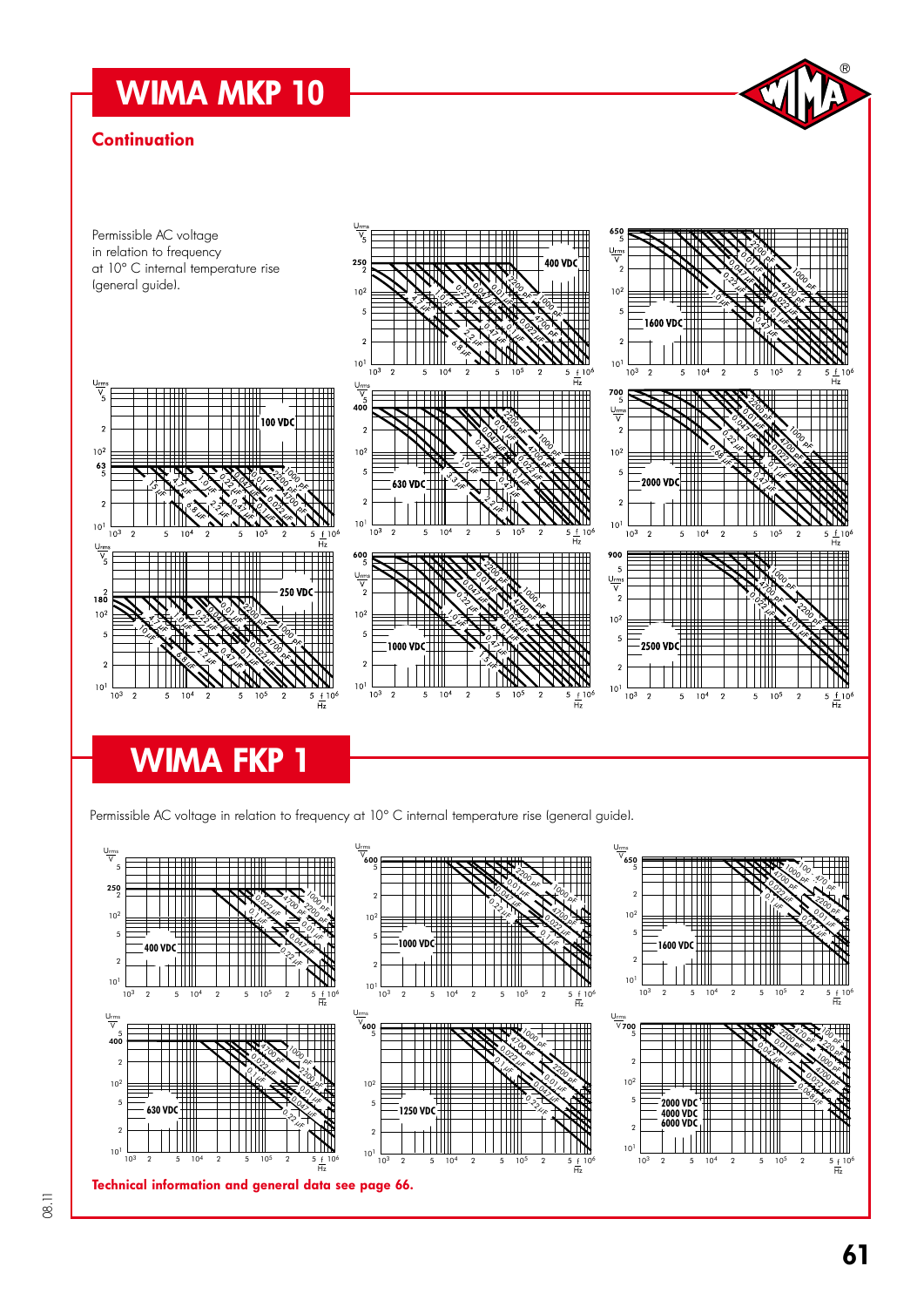# WIMA MKP 10

## Continuation

Permissible AC voltage in relation to frequency at 10° C internal temperature rise (general guide).

# WIMA FKP 1

Permissible AC voltage in relation to frequency at 10° C internal temperature rise (general guide).

**Technical information and general data see page 66.**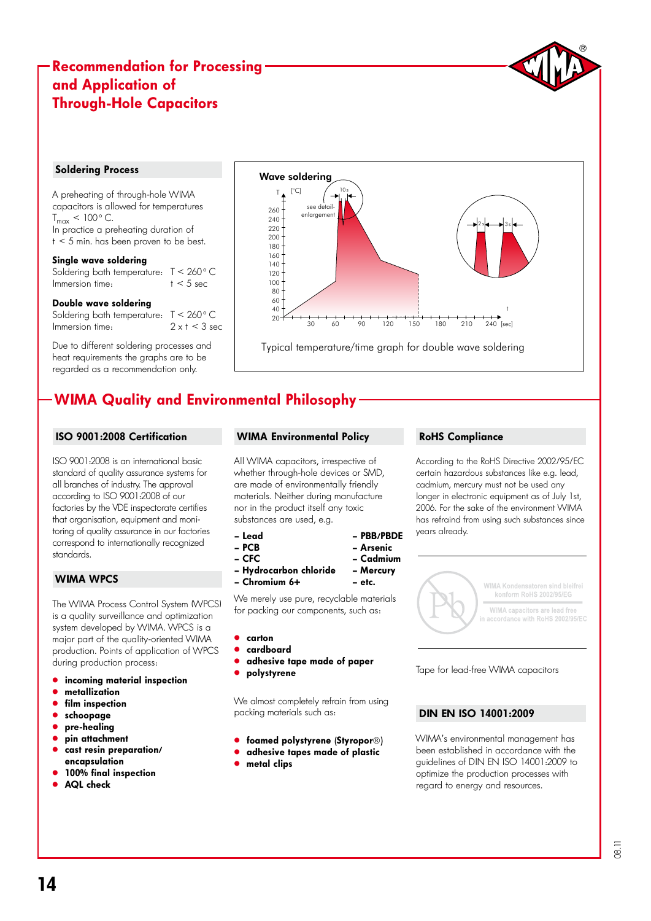# Recommendation for Processing and Application of Through-Hole Capacitors

## Soldering Process

A preheating of through-hole WIMA capacitors is allowed for temperatures $T_{max} < 100°C$.
In practice a preheating duration of t < 5 min. has been proven to be best.

**Single wave soldering**

Soldering bath temperature: T < 260° C
Immersion time: t < 5 sec

**Double wave soldering**

Soldering bath temperature: T < 260° C
Immersion time: 2 x t < 3 sec

Due to different soldering processes and heat requirements the graphs are to be regarded as a recommendation only.

**Wave soldering**

Typical temperature/time graph for double wave soldering

# WIMA Quality and Environmental Philosophy

## ISO 9001:2008 Certification

ISO 9001:2008 is an international basic standard of quality assurance systems for all branches of industry. The approval according to ISO 9001:2008 of our factories by the VDE inspectorate certifies that organisation, equipment and monitoring of quality assurance in our factories correspond to internationally recognized standards.

## WIMA WPCS

The WIMA Process Control System (WPCS) is a quality surveillance and optimization system developed by WIMA. WPCS is a major part of the quality-oriented WIMA production. Points of application of WPCS during production process:

- **incoming material inspection**
- **metallization**
- **film inspection**
- **schoopage**
- **pre-healing**
- **pin attachment**
- **cast resin preparation/ encapsulation**
- **100% final inspection**
- **AQL check**

## WIMA Environmental Policy

All WIMA capacitors, irrespective of whether through-hole devices or SMD, are made of environmentally friendly materials. Neither during manufacture nor in the product itself any toxic substances are used, e.g.

- **Lead**
- **PCB**
- **CFC**
- **Hydrocarbon chloride**
- **Chromium 6+**
- **PBB/PBDE**
- **Arsenic**
- **Cadmium**
- **Mercury**
- **etc.**

We merely use pure, recyclable materials for packing our components, such as:

- **carton**
- **cardboard**
- **adhesive tape made of paper**
- **polystyrene**

We almost completely refrain from using packing materials such as:

- **foamed polystyrene (Styropor®)**
- **adhesive tapes made of plastic**
- **metal clips**

## RoHS Compliance

According to the RoHS Directive 2002/95/EC certain hazardous substances like e.g. lead, cadmium, mercury must not be used any longer in electronic equipment as of July 1st, 2006. For the sake of the environment WIMA has refrained from using such substances since years already.

WIMA Kondensatoren sind bleifrei konform RoHS 2002/95/EG

WIMA capacitors are lead free in accordance with RoHS 2002/95/EC

Tape for lead-free WIMA capacitors

## DIN EN ISO 14001:2009

WIMA's environmental management has been established in accordance with the guidelines of DIN EN ISO 14001:2009 to optimize the production processes with regard to energy and resources.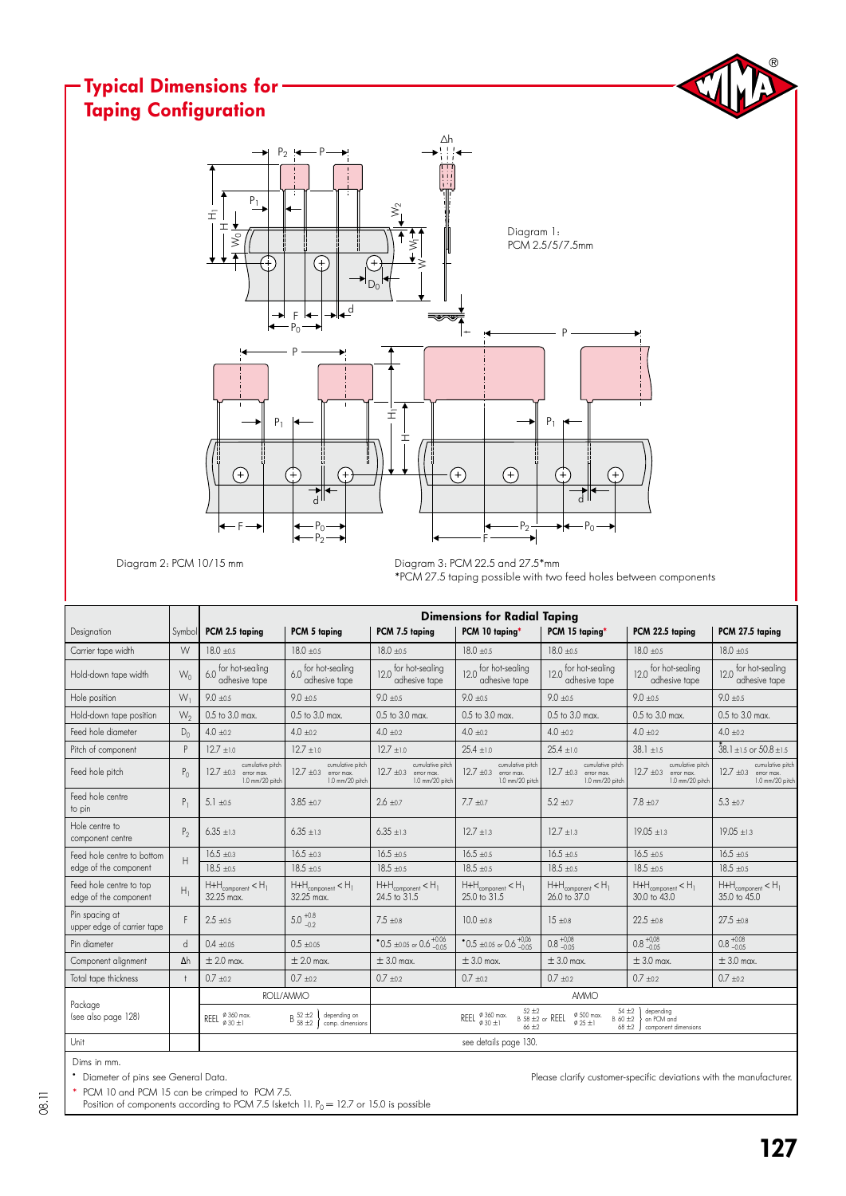# Typical Dimensions for Taping Configuration

Diagram 1: PCM 2.5/5/7.5mm

Diagram 2: PCM 10/15 mm

Diagram 3: PCM 22.5 and 27.5*mm
*PCM 27.5 taping possible with two feed holes between components

| Designation | Symbol | Dimensions for Radial Taping | | | | | | |
|---|---|---|---|---|---|---|---|---|
| | | **PCM 2.5 taping** | **PCM 5 taping** | **PCM 7.5 taping** | **PCM 10 taping*** | **PCM 15 taping*** | **PCM 22.5 taping** | **PCM 27.5 taping** |
| Carrier tape width | W | 18.0 ±0.5 | 18.0 ±0.5 | 18.0 ±0.5 | 18.0 ±0.5 | 18.0 ±0.5 | 18.0 ±0.5 | 18.0 ±0.5 |
| Hold-down tape width | $W_0$ | 6.0 for hot-sealing adhesive tape | 6.0 for hot-sealing adhesive tape | 12.0 for hot-sealing adhesive tape | 12.0 for hot-sealing adhesive tape | 12.0 for hot-sealing adhesive tape | 12.0 for hot-sealing adhesive tape | 12.0 for hot-sealing adhesive tape |
| Hole position | $W_1$ | 9.0 ±0.5 | 9.0 ±0.5 | 9.0 ±0.5 | 9.0 ±0.5 | 9.0 ±0.5 | 9.0 ±0.5 | 9.0 ±0.5 |
| Hold-down tape position | $W_2$ | 0.5 to 3.0 max. | 0.5 to 3.0 max. | 0.5 to 3.0 max. | 0.5 to 3.0 max. | 0.5 to 3.0 max. | 0.5 to 3.0 max. | 0.5 to 3.0 max. |
| Feed hole diameter | $D_0$ | 4.0 ±0.2 | 4.0 ±0.2 | 4.0 ±0.2 | 4.0 ±0.2 | 4.0 ±0.2 | 4.0 ±0.2 | 4.0 ±0.2 |
| Pitch of component | P | 12.7 ±1.0 | 12.7 ±1.0 | 12.7 ±1.0 | 25.4 ±1.0 | 25.4 ±1.0 | 38.1 ±1.5 | *38.1 ±1.5 or 50.8 ±1.5 |
| Feed hole pitch | $P_0$ | 12.7 ±0.3 cumulative pitch error max. 1.0 mm/20 pitch | 12.7 ±0.3 cumulative pitch error max. 1.0 mm/20 pitch | 12.7 ±0.3 cumulative pitch error max. 1.0 mm/20 pitch | 12.7 ±0.3 cumulative pitch error max. 1.0 mm/20 pitch | 12.7 ±0.3 cumulative pitch error max. 1.0 mm/20 pitch | 12.7 ±0.3 cumulative pitch error max. 1.0 mm/20 pitch | 12.7 ±0.3 cumulative pitch error max. 1.0 mm/20 pitch |
| Feed hole centre to pin | $P_1$ | 5.1 ±0.5 | 3.85 ±0.7 | 2.6 ±0.7 | 7.7 ±0.7 | 5.2 ±0.7 | 7.8 ±0.7 | 5.3 ±0.7 |
| Hole centre to component centre | $P_2$ | 6.35 ±1.3 | 6.35 ±1.3 | 6.35 ±1.3 | 12.7 ±1.3 | 12.7 ±1.3 | 19.05 ±1.3 | 19.05 ±1.3 |
| Feed hole centre to bottom edge of the component | H | 16.5 ±0.3<br>18.5 ±0.5 | 16.5 ±0.3<br>18.5 ±0.5 | 16.5 ±0.5<br>18.5 ±0.5 | 16.5 ±0.5<br>18.5 ±0.5 | 16.5 ±0.5<br>18.5 ±0.5 | 16.5 ±0.5<br>18.5 ±0.5 | 16.5 ±0.5<br>18.5 ±0.5 |
| Feed hole centre to top edge of the component | $H_1$ | $H+H_{component} < H_1$ 32.25 max. | $H+H_{component} < H_1$ 32.25 max. | $H+H_{component} < H_1$ 24.5 to 31.5 | $H+H_{component} < H_1$ 25.0 to 31.5 | $H+H_{component} < H_1$ 26.0 to 37.0 | $H+H_{component} < H_1$ 30.0 to 43.0 | $H+H_{component} < H_1$ 35.0 to 45.0 |
| Pin spacing at upper edge of carrier tape | F | 2.5 ±0.5 | $5.0^{+0.8}_{-0.2}$ | 7.5 ±0.8 | 10.0 ±0.8 | 15 ±0.8 | 22.5 ±0.8 | 27.5 ±0.8 |
| Pin diameter | d | 0.4 ±0.05 | 0.5 ±0.05 | *0.5 ±0.05 or $0.6^{+0.06}_{-0.05}$ | *0.5 ±0.05 or $0.6^{+0.06}_{-0.05}$ | $0.8^{+0.08}_{-0.05}$ | $0.8^{+0.08}_{-0.05}$ | $0.8^{+0.08}_{-0.05}$ |
| Component alignment | Δh | ± 2.0 max. | ± 2.0 max. | ± 3.0 max. | ± 3.0 max. | ± 3.0 max. | ± 3.0 max. | ± 3.0 max. |
| Total tape thickness | t | 0.7 ±0.2 | 0.7 ±0.2 | 0.7 ±0.2 | 0.7 ±0.2 | 0.7 ±0.2 | 0.7 ±0.2 | 0.7 ±0.2 |
| Package (see also page 128) | | ROLL/AMMO: REEL ø 360 max. ø 30 ±1 | B 52 ±2 58 ±2 depending on comp. dimensions | AMMO: REEL ø 360 max. ø 30 ±1; B 52 ±2 58 ±2 66 ±2 or REEL ø 500 max. ø 25 ±1; B 54 ±2 60 ±2 68 ±2 depending on PCM and component dimensions | | | | |
| Unit | | see details page 130. | | | | | | |

Dims in mm.

* Diameter of pins see General Data.

Please clarify customer-specific deviations with the manufacturer.

* PCM 10 and PCM 15 can be crimped to PCM 7.5. Position of components according to PCM 7.5 (sketch 1). $P_0$ = 12.7 or 15.0 is possible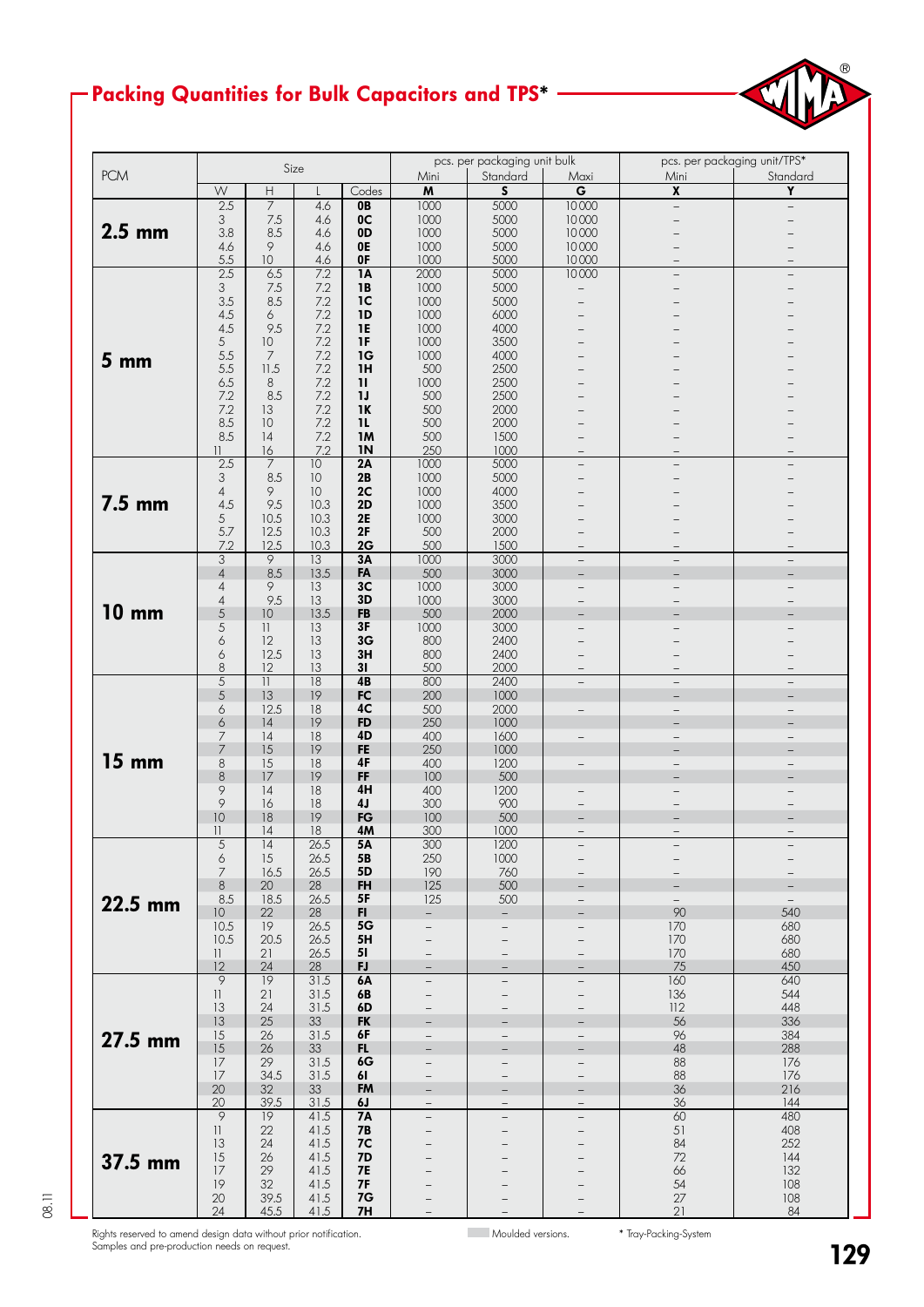## Packing Quantities for Bulk Capacitors and TPS*

| PCM | Size | | | | pcs. per packaging unit bulk | | | pcs. per packaging unit/TPS* | |
|---|---|---|---|---|---|---|---|---|---|
| | | | | | Mini | Standard | Maxi | Mini | Standard |
| | W | H | L | Codes | M | S | G | X | Y |
| 2.5 mm | 2.5 | 7 | 4.6 | 0B | 1000 | 5000 | 10 000 | – | – |
| | 3 | 7.5 | 4.6 | 0C | 1000 | 5000 | 10 000 | – | – |
| | 3.8 | 8.5 | 4.6 | 0D | 1000 | 5000 | 10 000 | – | – |
| | 4.6 | 9 | 4.6 | 0E | 1000 | 5000 | 10 000 | – | – |
| | 5.5 | 10 | 4.6 | 0F | 1000 | 5000 | 10 000 | – | – |
| 5 mm | 2.5 | 6.5 | 7.2 | 1A | 2000 | 5000 | 10 000 | – | – |
| | 3 | 7.5 | 7.2 | 1B | 1000 | 5000 | – | – | – |
| | 3.5 | 8.5 | 7.2 | 1C | 1000 | 5000 | – | – | – |
| | 4.5 | 6 | 7.2 | 1D | 1000 | 6000 | – | – | – |
| | 4.5 | 9.5 | 7.2 | 1E | 1000 | 4000 | – | – | – |
| | 5 | 10 | 7.2 | 1F | 1000 | 3500 | – | – | – |
| | 5.5 | 7 | 7.2 | 1G | 1000 | 4000 | – | – | – |
| | 5.5 | 11.5 | 7.2 | 1H | 500 | 2500 | – | – | – |
| | 6.5 | 8 | 7.2 | 1I | 1000 | 2500 | – | – | – |
| | 7.2 | 8.5 | 7.2 | 1J | 500 | 2500 | – | – | – |
| | 7.2 | 13 | 7.2 | 1K | 500 | 2000 | – | – | – |
| | 8.5 | 10 | 7.2 | 1L | 500 | 2000 | – | – | – |
| | 8.5 | 14 | 7.2 | 1M | 500 | 1500 | – | – | – |
| | 11 | 16 | 7.2 | 1N | 250 | 1000 | – | – | – |
| 7.5 mm | 2.5 | 7 | 10 | 2A | 1000 | 5000 | – | – | – |
| | 3 | 8.5 | 10 | 2B | 1000 | 5000 | – | – | – |
| | 4 | 9 | 10 | 2C | 1000 | 4000 | – | – | – |
| | 4.5 | 9.5 | 10.3 | 2D | 1000 | 3500 | – | – | – |
| | 5 | 10.5 | 10.3 | 2E | 1000 | 3000 | – | – | – |
| | 5.7 | 12.5 | 10.3 | 2F | 500 | 2000 | – | – | – |
| | 7.2 | 12.5 | 10.3 | 2G | 500 | 1500 | – | – | – |
| 10 mm | 3 | 9 | 13 | 3A | 1000 | 3000 | – | – | – |
| | 4 | 8.5 | 13.5 | FA | 500 | 3000 | – | – | – |
| | 4 | 9 | 13 | 3C | 1000 | 3000 | – | – | – |
| | 4 | 9.5 | 13 | 3D | 1000 | 3000 | – | – | – |
| | 5 | 10 | 13.5 | FB | 500 | 2000 | – | – | – |
| | 5 | 11 | 13 | 3F | 1000 | 3000 | – | – | – |
| | 6 | 12 | 13 | 3G | 800 | 2400 | – | – | – |
| | 6 | 12.5 | 13 | 3H | 800 | 2400 | – | – | – |
| | 8 | 12 | 13 | 3I | 500 | 2000 | – | – | – |
| 15 mm | 5 | 11 | 18 | 4B | 800 | 2400 | – | – | – |
| | 5 | 13 | 19 | FC | 200 | 1000 | | – | – |
| | 6 | 12.5 | 18 | 4C | 500 | 2000 | – | – | – |
| | 6 | 14 | 19 | FD | 250 | 1000 | | – | – |
| | 7 | 14 | 18 | 4D | 400 | 1600 | – | – | – |
| | 7 | 15 | 19 | FE | 250 | 1000 | | – | – |
| | 8 | 15 | 18 | 4F | 400 | 1200 | – | – | – |
| | 8 | 17 | 19 | FF | 100 | 500 | | – | – |
| | 9 | 14 | 18 | 4H | 400 | 1200 | – | – | – |
| | 9 | 16 | 18 | 4J | 300 | 900 | – | – | – |
| | 10 | 18 | 19 | FG | 100 | 500 | – | – | – |
| | 11 | 14 | 18 | 4M | 300 | 1000 | – | – | – |
| 22.5 mm | 5 | 14 | 26.5 | 5A | 300 | 1200 | – | – | – |
| | 6 | 15 | 26.5 | 5B | 250 | 1000 | – | – | – |
| | 7 | 16.5 | 26.5 | 5D | 190 | 760 | – | – | – |
| | 8 | 20 | 28 | FH | 125 | 500 | – | – | – |
| | 8.5 | 18.5 | 26.5 | 5F | 125 | 500 | – | – | – |
| | 10 | 22 | 28 | FI | – | – | – | 90 | 540 |
| | 10.5 | 19 | 26.5 | 5G | – | – | – | 170 | 680 |
| | 10.5 | 20.5 | 26.5 | 5H | – | – | – | 170 | 680 |
| | 11 | 21 | 26.5 | 5I | – | – | – | 170 | 680 |
| | 12 | 24 | 28 | FJ | – | – | – | 75 | 450 |
| 27.5 mm | 9 | 19 | 31.5 | 6A | – | – | – | 160 | 640 |
| | 11 | 21 | 31.5 | 6B | – | – | – | 136 | 544 |
| | 13 | 24 | 31.5 | 6D | – | – | – | 112 | 448 |
| | 13 | 25 | 33 | FK | – | – | – | 56 | 336 |
| | 15 | 26 | 31.5 | 6F | – | – | – | 96 | 384 |
| | 15 | 26 | 33 | FL | – | – | – | 48 | 288 |
| | 17 | 29 | 31.5 | 6G | – | – | – | 88 | 176 |
| | 17 | 34.5 | 31.5 | 6I | – | – | – | 88 | 176 |
| | 20 | 32 | 33 | FM | – | – | – | 36 | 216 |
| | 20 | 39.5 | 31.5 | 6J | – | – | – | 36 | 144 |
| 37.5 mm | 9 | 19 | 41.5 | 7A | – | – | – | 60 | 480 |
| | 11 | 22 | 41.5 | 7B | – | – | – | 51 | 408 |
| | 13 | 24 | 41.5 | 7C | – | – | – | 84 | 252 |
| | 15 | 26 | 41.5 | 7D | – | – | – | 72 | 144 |
| | 17 | 29 | 41.5 | 7E | – | – | – | 66 | 132 |
| | 19 | 32 | 41.5 | 7F | – | – | – | 54 | 108 |
| | 20 | 39.5 | 41.5 | 7G | – | – | – | 27 | 108 |
| | 24 | 45.5 | 41.5 | 7H | – | – | – | 21 | 84 |

Rights reserved to amend design data without prior notification.
Samples and pre-production needs on request.

Moulded versions. (shaded rows)

* Tray-Packing-System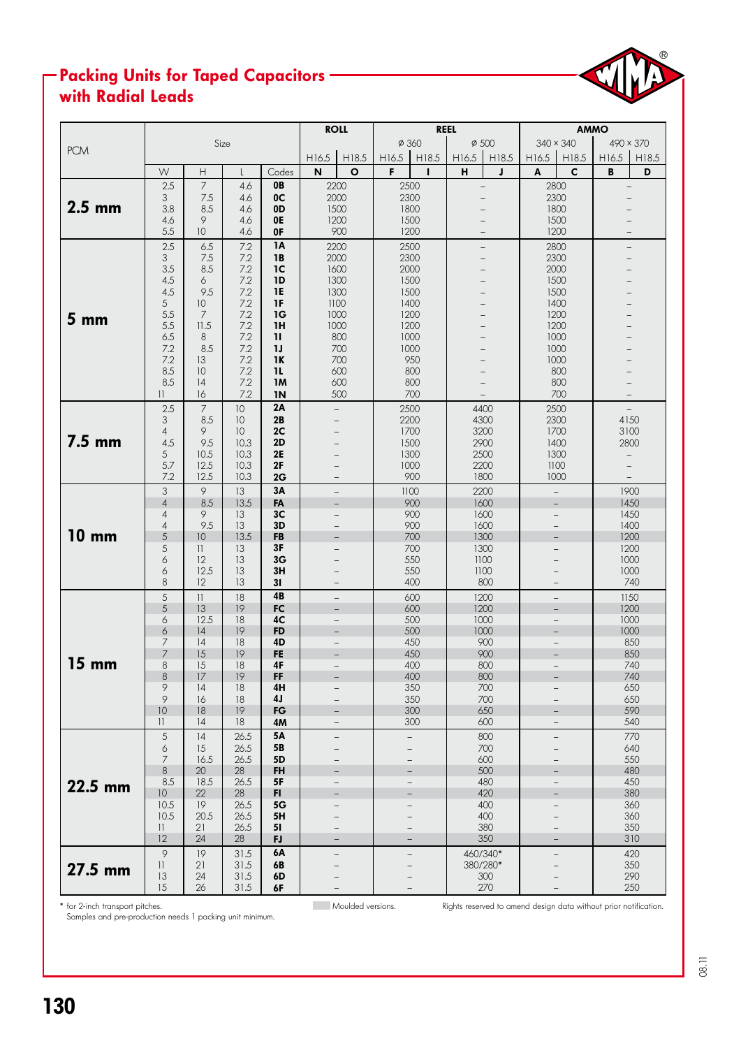## Packing Units for Taped Capacitors with Radial Leads

| PCM | Size | | | | ROLL | | REEL | | | | AMMO | | | |
|---|---|---|---|---|---|---|---|---|---|---|---|---|---|---|
| | | | | | | | ⌀ 360 | | ⌀ 500 | | 340 × 340 | | 490 × 370 | |
| | | | | | H16.5 | H18.5 | H16.5 | H18.5 | H16.5 | H18.5 | H16.5 | H18.5 | H16.5 | H18.5 |
| | W | H | L | Codes | N | O | F | I | H | J | A | C | B | D |
| **2.5 mm** | 2.5 | 7 | 4.6 | 0B | 2200 | | 2500 | | – | | 2800 | | – | |
| | 3 | 7.5 | 4.6 | 0C | 2000 | | 2300 | | – | | 2300 | | – | |
| | 3.8 | 8.5 | 4.6 | 0D | 1500 | | 1800 | | – | | 1800 | | – | |
| | 4.6 | 9 | 4.6 | 0E | 1200 | | 1500 | | – | | 1500 | | – | |
| | 5.5 | 10 | 4.6 | 0F | 900 | | 1200 | | – | | 1200 | | – | |
| **5 mm** | 2.5 | 6.5 | 7.2 | 1A | 2200 | | 2500 | | – | | 2800 | | – | |
| | 3 | 7.5 | 7.2 | 1B | 2000 | | 2300 | | – | | 2300 | | – | |
| | 3.5 | 8.5 | 7.2 | 1C | 1600 | | 2000 | | – | | 2000 | | – | |
| | 4.5 | 6 | 7.2 | 1D | 1300 | | 1500 | | – | | 1500 | | – | |
| | 4.5 | 9.5 | 7.2 | 1E | 1300 | | 1500 | | – | | 1500 | | – | |
| | 5 | 10 | 7.2 | 1F | 1100 | | 1400 | | – | | 1400 | | – | |
| | 5.5 | 7 | 7.2 | 1G | 1000 | | 1200 | | – | | 1200 | | – | |
| | 5.5 | 11.5 | 7.2 | 1H | 1000 | | 1200 | | – | | 1200 | | – | |
| | 6.5 | 8 | 7.2 | 1I | 800 | | 1000 | | – | | 1000 | | – | |
| | 7.2 | 8.5 | 7.2 | 1J | 700 | | 1000 | | – | | 1000 | | – | |
| | 7.2 | 13 | 7.2 | 1K | 700 | | 950 | | – | | 1000 | | – | |
| | 8.5 | 10 | 7.2 | 1L | 600 | | 800 | | – | | 800 | | – | |
| | 8.5 | 14 | 7.2 | 1M | 600 | | 800 | | – | | 800 | | – | |
| | 11 | 16 | 7.2 | 1N | 500 | | 700 | | – | | 700 | | – | |
| **7.5 mm** | 2.5 | 7 | 10 | 2A | – | | 2500 | | 4400 | | 2500 | | – | |
| | 3 | 8.5 | 10 | 2B | – | | 2200 | | 4300 | | 2300 | | 4150 | |
| | 4 | 9 | 10 | 2C | – | | 1700 | | 3200 | | 1700 | | 3100 | |
| | 4.5 | 9.5 | 10.3 | 2D | – | | 1500 | | 2900 | | 1400 | | 2800 | |
| | 5 | 10.5 | 10.3 | 2E | – | | 1300 | | 2500 | | 1300 | | – | |
| | 5.7 | 12.5 | 10.3 | 2F | – | | 1000 | | 2200 | | 1100 | | – | |
| | 7.2 | 12.5 | 10.3 | 2G | – | | 900 | | 1800 | | 1000 | | – | |
| **10 mm** | 3 | 9 | 13 | 3A | – | | 1100 | | 2200 | | – | | 1900 | |
| | 4 | 8.5 | 13.5 | FA | – | | 900 | | 1600 | | – | | 1450 | |
| | 4 | 9 | 13 | 3C | – | | 900 | | 1600 | | – | | 1450 | |
| | 4 | 9.5 | 13 | 3D | – | | 900 | | 1600 | | – | | 1400 | |
| | 5 | 10 | 13.5 | FB | – | | 700 | | 1300 | | – | | 1200 | |
| | 5 | 11 | 13 | 3F | – | | 700 | | 1300 | | – | | 1200 | |
| | 6 | 12 | 13 | 3G | – | | 550 | | 1100 | | – | | 1000 | |
| | 6 | 12.5 | 13 | 3H | – | | 550 | | 1100 | | – | | 1000 | |
| | 8 | 12 | 13 | 3I | – | | 400 | | 800 | | – | | 740 | |
| **15 mm** | 5 | 11 | 18 | 4B | – | | 600 | | 1200 | | – | | 1150 | |
| | 5 | 13 | 19 | FC | – | | 600 | | 1200 | | – | | 1200 | |
| | 6 | 12.5 | 18 | 4C | – | | 500 | | 1000 | | – | | 1000 | |
| | 6 | 14 | 19 | FD | – | | 500 | | 1000 | | – | | 1000 | |
| | 7 | 14 | 18 | 4D | – | | 450 | | 900 | | – | | 850 | |
| | 7 | 15 | 19 | FE | – | | 450 | | 900 | | – | | 850 | |
| | 8 | 15 | 18 | 4F | – | | 400 | | 800 | | – | | 740 | |
| | 8 | 17 | 19 | FF | – | | 400 | | 800 | | – | | 740 | |
| | 9 | 14 | 18 | 4H | – | | 350 | | 700 | | – | | 650 | |
| | 9 | 16 | 18 | 4J | – | | 350 | | 700 | | – | | 650 | |
| | 10 | 18 | 19 | FG | – | | 300 | | 650 | | – | | 590 | |
| | 11 | 14 | 18 | 4M | – | | 300 | | 600 | | – | | 540 | |
| **22.5 mm** | 5 | 14 | 26.5 | 5A | – | | – | | 800 | | – | | 770 | |
| | 6 | 15 | 26.5 | 5B | – | | – | | 700 | | – | | 640 | |
| | 7 | 16.5 | 26.5 | 5D | – | | – | | 600 | | – | | 550 | |
| | 8 | 20 | 28 | FH | – | | – | | 500 | | – | | 480 | |
| | 8.5 | 18.5 | 26.5 | 5F | – | | – | | 480 | | – | | 450 | |
| | 10 | 22 | 28 | FI | – | | – | | 420 | | – | | 380 | |
| | 10.5 | 19 | 26.5 | 5G | – | | – | | 400 | | – | | 360 | |
| | 10.5 | 20.5 | 26.5 | 5H | – | | – | | 400 | | – | | 360 | |
| | 11 | 21 | 26.5 | 5I | – | | – | | 380 | | – | | 350 | |
| | 12 | 24 | 28 | FJ | – | | – | | 350 | | – | | 310 | |
| **27.5 mm** | 9 | 19 | 31.5 | 6A | – | | – | | 460/340* | | – | | 420 | |
| | 11 | 21 | 31.5 | 6B | – | | – | | 380/280* | | – | | 350 | |
| | 13 | 24 | 31.5 | 6D | – | | – | | 300 | | – | | 290 | |
| | 15 | 26 | 31.5 | 6F | – | | – | | 270 | | – | | 250 | |

\* for 2-inch transport pitches.
Samples and pre-production needs 1 packing unit minimum.

Moulded versions.

Rights reserved to amend design data without prior notification.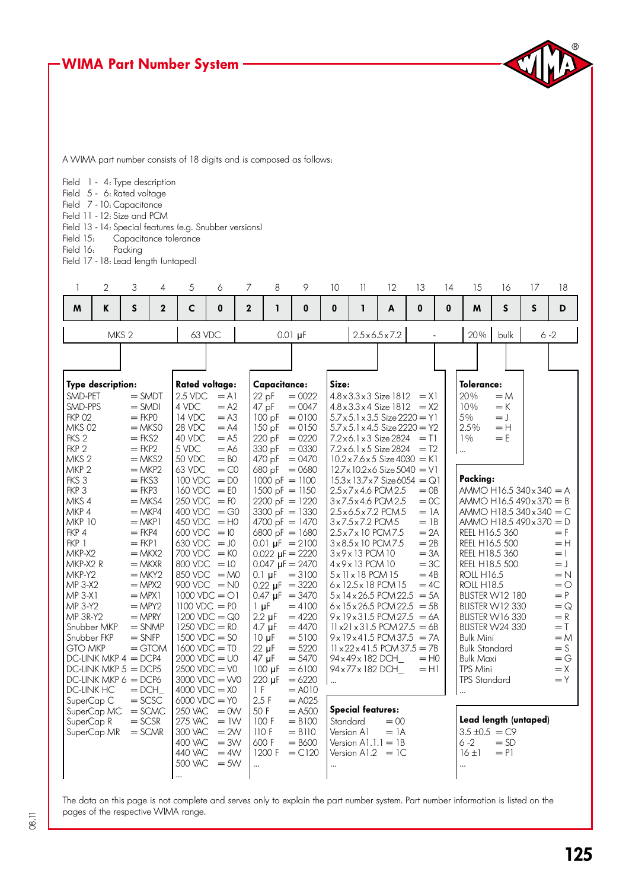## WIMA Part Number System

A WIMA part number consists of 18 digits and is composed as follows:

Field 1 - 4: Type description
Field 5 - 6: Rated voltage
Field 7 - 10: Capacitance
Field 11 - 12: Size and PCM
Field 13 - 14: Special features (e.g. Snubber versions)
Field 15: Capacitance tolerance
Field 16: Packing
Field 17 - 18: Lead length (untaped)

| 1 | 2 | 3 | 4 | 5 | 6 | 7 | 8 | 9 | 10 | 11 | 12 | 13 | 14 | 15 | 16 | 17 | 18 |
|---|---|---|---|---|---|---|---|---|---|---|---|---|---|---|---|---|---|
| **M** | **K** | **S** | **2** | **C** | **0** | **2** | **1** | **0** | **0** | **1** | **A** | **0** | **0** | **M** | **S** | **S** | **D** |
| MKS 2 | | | | 63 VDC | | 0.01 µF | | | | 2.5x6.5x7.2 | | - | | 20% | bulk | 6 -2 | |

**Type description:**

| | |
|---|---|
| SMD-PET | = SMDT |
| SMD-PPS | = SMDI |
| FKP 02 | = FKP0 |
| MKS 02 | = MKS0 |
| FKS 2 | = FKS2 |
| FKP 2 | = FKP2 |
| MKS 2 | = MKS2 |
| MKP 2 | = MKP2 |
| FKS 3 | = FKS3 |
| FKP 3 | = FKP3 |
| MKS 4 | = MKS4 |
| MKP 4 | = MKP4 |
| MKP 10 | = MKP1 |
| FKP 4 | = FKP4 |
| FKP 1 | = FKP1 |
| MKP-X2 | = MKX2 |
| MKP-X2 R | = MKXR |
| MKP-Y2 | = MKY2 |
| MP 3-X2 | = MPX2 |
| MP 3-X1 | = MPX1 |
| MP 3-Y2 | = MPY2 |
| MP 3R-Y2 | = MPRY |
| Snubber MKP | = SNMP |
| Snubber FKP | = SNFP |
| GTO MKP | = GTOM |
| DC-LINK MKP 4 | = DCP4 |
| DC-LINK MKP 5 | = DCP5 |
| DC-LINK MKP 6 | = DCP6 |
| DC-LINK HC | = DCH_ |
| SuperCap C | = SCSC |
| SuperCap MC | = SCMC |
| SuperCap R | = SCSR |
| SuperCap MR | = SCMR |

**Rated voltage:**

| | |
|---|---|
| 2.5 VDC | = A1 |
| 4 VDC | = A2 |
| 14 VDC | = A3 |
| 28 VDC | = A4 |
| 40 VDC | = A5 |
| 5 VDC | = A6 |
| 50 VDC | = B0 |
| 63 VDC | = C0 |
| 100 VDC | = D0 |
| 160 VDC | = E0 |
| 250 VDC | = F0 |
| 400 VDC | = G0 |
| 450 VDC | = H0 |
| 600 VDC | = I0 |
| 630 VDC | = J0 |
| 700 VDC | = K0 |
| 800 VDC | = L0 |
| 850 VDC | = M0 |
| 900 VDC | = N0 |
| 1000 VDC | = O1 |
| 1100 VDC | = P0 |
| 1200 VDC | = Q0 |
| 1250 VDC | = R0 |
| 1500 VDC | = S0 |
| 1600 VDC | = T0 |
| 2000 VDC | = U0 |
| 2500 VDC | = V0 |
| 3000 VDC | = W0 |
| 4000 VDC | = X0 |
| 6000 VDC | = Y0 |
| 250 VAC | = 0W |
| 275 VAC | = 1W |
| 300 VAC | = 2W |
| 400 VAC | = 3W |
| 440 VAC | = 4W |
| 500 VAC | = 5W |
| ... | |

**Capacitance:**

| | |
|---|---|
| 22 pF | = 0022 |
| 47 pF | = 0047 |
| 100 pF | = 0100 |
| 150 pF | = 0150 |
| 220 pF | = 0220 |
| 330 pF | = 0330 |
| 470 pF | = 0470 |
| 680 pF | = 0680 |
| 1000 pF | = 1100 |
| 1500 pF | = 1150 |
| 2200 pF | = 1220 |
| 3300 pF | = 1330 |
| 4700 pF | = 1470 |
| 6800 pF | = 1680 |
| 0.01 µF | = 2100 |
| 0.022 µF | = 2220 |
| 0.047 µF | = 2470 |
| 0.1 µF | = 3100 |
| 0.22 µF | = 3220 |
| 0.47 µF | = 3470 |
| 1 µF | = 4100 |
| 2.2 µF | = 4220 |
| 4.7 µF | = 4470 |
| 10 µF | = 5100 |
| 22 µF | = 5220 |
| 47 µF | = 5470 |
| 100 µF | = 6100 |
| 220 µF | = 6220 |
| 1 F | = A010 |
| 2.5 F | = A025 |
| 50 F | = A500 |
| 100 F | = B100 |
| 110 F | = B110 |
| 600 F | = B600 |
| 1200 F | = C120 |
| ... | |

**Size:**

| | |
|---|---|
| 4.8x3.3x3 Size 1812 | = X1 |
| 4.8x3.3x4 Size 1812 | = X2 |
| 5.7x5.1x3.5 Size 2220 | = Y1 |
| 5.7x5.1x4.5 Size 2220 | = Y2 |
| 7.2x6.1x3 Size 2824 | = T1 |
| 7.2x6.1x5 Size 2824 | = T2 |
| 10.2x7.6x5 Size 4030 | = K1 |
| 12.7x10.2x6 Size 5040 | = V1 |
| 15.3x13.7x7 Size 6054 | = Q1 |
| 2.5x7x4.6 PCM 2.5 | = 0B |
| 3x7.5x4.6 PCM 2.5 | = 0C |
| 2.5x6.5x7.2 PCM 5 | = 1A |
| 3x7.5x7.2 PCM 5 | = 1B |
| 2.5x7x10 PCM 7.5 | = 2A |
| 3x8.5x10 PCM 7.5 | = 2B |
| 3x9x13 PCM 10 | = 3A |
| 4x9x13 PCM 10 | = 3C |
| 5x11x18 PCM 15 | = 4B |
| 6x12.5x18 PCM 15 | = 4C |
| 5x14x26.5 PCM 22.5 | = 5A |
| 6x15x26.5 PCM 22.5 | = 5B |
| 9x19x31.5 PCM 27.5 | = 6A |
| 11x21x31.5 PCM 27.5 | = 6B |
| 9x19x41.5 PCM 37.5 | = 7A |
| 11x22x41.5 PCM 37.5 | = 7B |
| 94x49x182 DCH_ | = H0 |
| 94x77x182 DCH_ | = H1 |
| ... | |

**Special features:**

| | |
|---|---|
| Standard | = 00 |
| Version A1 | = 1A |
| Version A1.1.1 | = 1B |
| Version A1.2 | = 1C |
| ... | |

**Tolerance:**

| | |
|---|---|
| 20% | = M |
| 10% | = K |
| 5% | = J |
| 2.5% | = H |
| 1% | = E |
| ... | |

**Packing:**

| | |
|---|---|
| AMMO H16.5 340x340 | = A |
| AMMO H16.5 490x370 | = B |
| AMMO H18.5 340x340 | = C |
| AMMO H18.5 490x370 | = D |
| REEL H16.5 360 | = F |
| REEL H16.5 500 | = H |
| REEL H18.5 360 | = I |
| REEL H18.5 500 | = J |
| ROLL H16.5 | = N |
| ROLL H18.5 | = O |
| BLISTER W12 180 | = P |
| BLISTER W12 330 | = Q |
| BLISTER W16 330 | = R |
| BLISTER W24 330 | = T |
| Bulk Mini | = M |
| Bulk Standard | = S |
| Bulk Maxi | = G |
| TPS Mini | = X |
| TPS Standard | = Y |
| ... | |

**Lead length (untaped)**

| | |
|---|---|
| 3.5 ±0.5 | = C9 |
| 6 -2 | = SD |
| 16 ±1 | = P1 |
| ... | |

The data on this page is not complete and serves only to explain the part number system. Part number information is listed on the pages of the respective WIMA range.

08.11